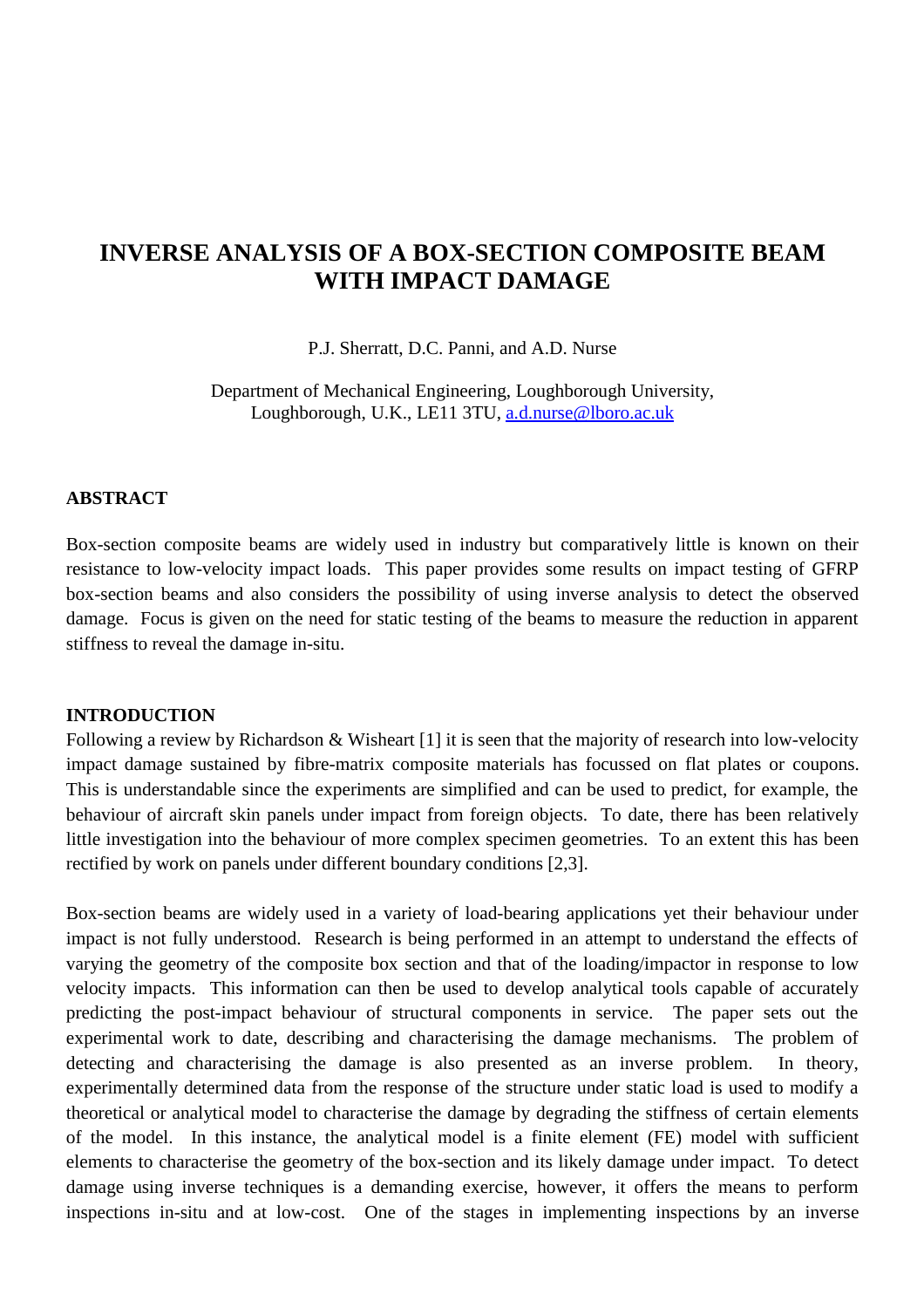# INVERSE ANALYSIS OF A BOX-SECTION COMPOSITE BEAM WITH IMPACT DAMAGE

P.J. Sherratt, D.C. Panni, and A.D. Nurse

Department of Mechanical Engineering, Loughborough University, Loughborough, U.K., LE11 3TU, a.d.nurse@lboro.ac.uk

## ABSTRACT

Box-section composite beams are widely used in industry but comparatively little is known on their resistance to low-velocity impact loads. This paper provides some results on impact testing of GFRP box-section beams and also considers the possibility of using inverse analysis to detect the observed damage. Focus is given on the need for static testing of the beams to measure the reduction in apparent stiffness to reveal the damage in-situ.

## INTRODUCTION

Following a review by Richardson & Wisheart [1] it is seen that the majority of research into low-velocity impact damage sustained by fibre-matrix composite materials has focussed on flat plates or coupons. This is understandable since the experiments are simplified and can be used to predict, for example, the behaviour of aircraft skin panels under impact from foreign objects. To date, there has been relatively little investigation into the behaviour of more complex specimen geometries. To an extent this has been rectified by work on panels under different boundary conditions [2,3].

Box-section beams are widely used in a variety of load-bearing applications yet their behaviour under impact is not fully understood. Research is being performed in an attempt to understand the effects of varying the geometry of the composite box section and that of the loading/impactor in response to low velocity impacts. This information can then be used to develop analytical tools capable of accurately predicting the post-impact behaviour of structural components in service. The paper sets out the experimental work to date, describing and characterising the damage mechanisms. The problem of detecting and characterising the damage is also presented as an inverse problem. In theory, experimentally determined data from the response of the structure under static load is used to modify a theoretical or analytical model to characterise the damage by degrading the stiffness of certain elements of the model. In this instance, the analytical model is a finite element (FE) model with sufficient elements to characterise the geometry of the box-section and its likely damage under impact. To detect damage using inverse techniques is a demanding exercise, however, it offers the means to perform inspections in-situ and at low-cost. One of the stages in implementing inspections by an inverse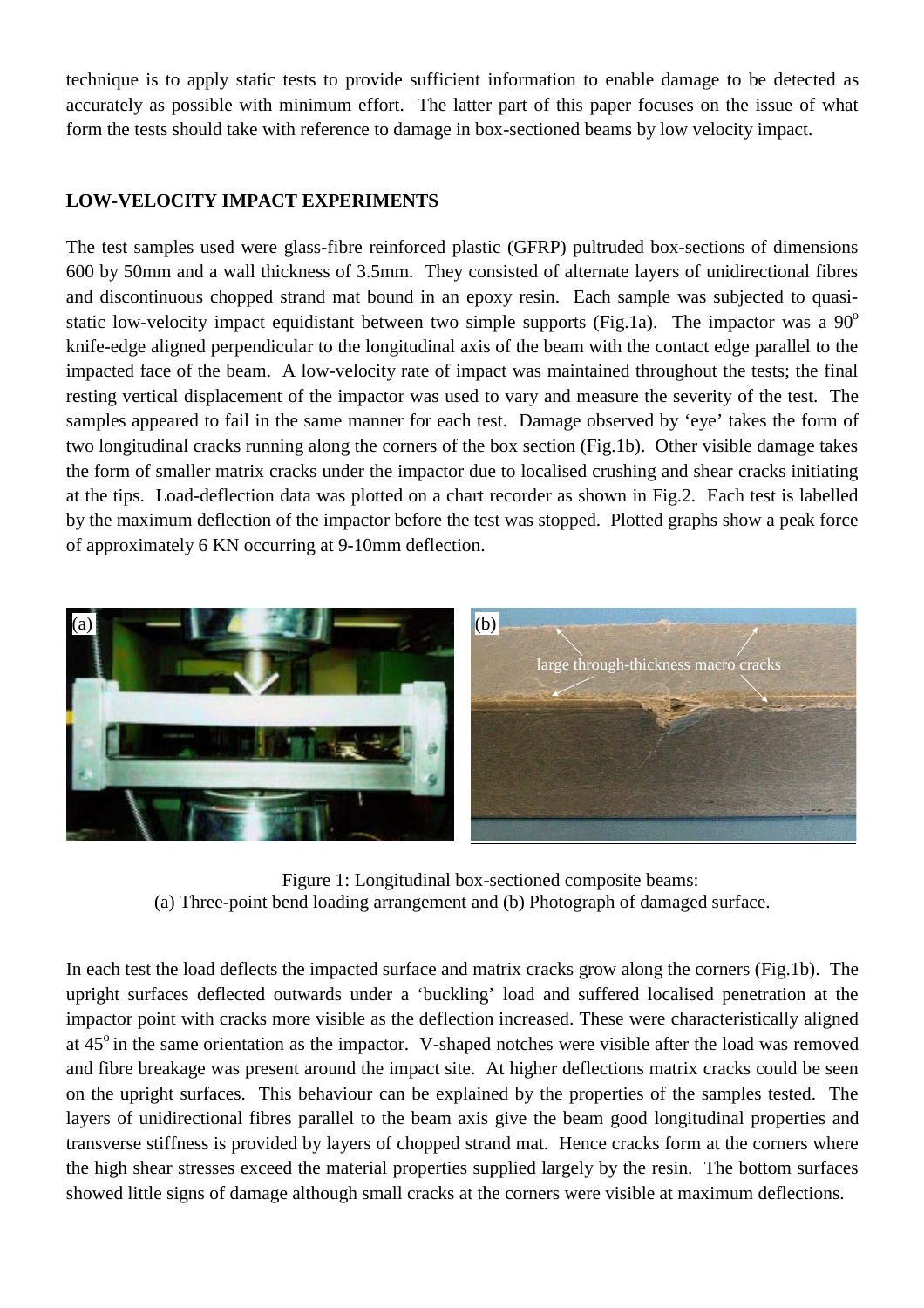technique is to apply static tests to provide sufficient information to enable damage to be detected as accurately as possible with minimum effort. The latter part of this paper focuses on the issue of what form the tests should take with reference to damage in box-sectioned beams by low velocity impact.

## LOW-VELOCITY IMPACT EXPERIMENTS

The test samples used were glass-fibre reinforced plastic (GFRP) pultruded box-sections of dimensions 600 by 50mm and a wall thickness of 3.5mm. They consisted of alternate layers of unidirectional fibres and discontinuous chopped strand mat bound in an epoxy resin. Each sample was subjected to quasi-static low-velocity impact equidistant between two simple supports (Fig.1a). The impactor was a $90^{o}$ knife-edge aligned perpendicular to the longitudinal axis of the beam with the contact edge parallel to the impacted face of the beam. A low-velocity rate of impact was maintained throughout the tests; the final resting vertical displacement of the impactor was used to vary and measure the severity of the test. The samples appeared to fail in the same manner for each test. Damage observed by 'eye' takes the form of two longitudinal cracks running along the corners of the box section (Fig.1b). Other visible damage takes the form of smaller matrix cracks under the impactor due to localised crushing and shear cracks initiating at the tips. Load-deflection data was plotted on a chart recorder as shown in Fig.2. Each test is labelled by the maximum deflection of the impactor before the test was stopped. Plotted graphs show a peak force of approximately 6 KN occurring at 9-10mm deflection.

Figure 1: Longitudinal box-sectioned composite beams:
(a) Three-point bend loading arrangement and (b) Photograph of damaged surface.

In each test the load deflects the impacted surface and matrix cracks grow along the corners (Fig.1b). The upright surfaces deflected outwards under a 'buckling' load and suffered localised penetration at the impactor point with cracks more visible as the deflection increased. These were characteristically aligned at $45^{o}$ in the same orientation as the impactor. V-shaped notches were visible after the load was removed and fibre breakage was present around the impact site. At higher deflections matrix cracks could be seen on the upright surfaces. This behaviour can be explained by the properties of the samples tested. The layers of unidirectional fibres parallel to the beam axis give the beam good longitudinal properties and transverse stiffness is provided by layers of chopped strand mat. Hence cracks form at the corners where the high shear stresses exceed the material properties supplied largely by the resin. The bottom surfaces showed little signs of damage although small cracks at the corners were visible at maximum deflections.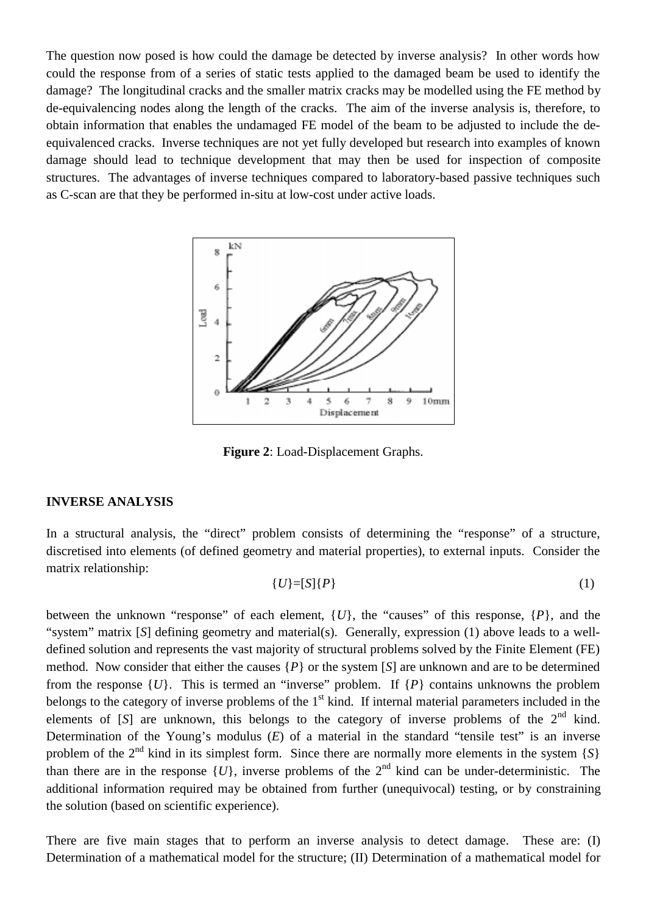The question now posed is how could the damage be detected by inverse analysis? In other words how could the response from of a series of static tests applied to the damaged beam be used to identify the damage? The longitudinal cracks and the smaller matrix cracks may be modelled using the FE method by de-equivalencing nodes along the length of the cracks. The aim of the inverse analysis is, therefore, to obtain information that enables the undamaged FE model of the beam to be adjusted to include the de-equivalenced cracks. Inverse techniques are not yet fully developed but research into examples of known damage should lead to technique development that may then be used for inspection of composite structures. The advantages of inverse techniques compared to laboratory-based passive techniques such as C-scan are that they be performed in-situ at low-cost under active loads.

**Figure 2**: Load-Displacement Graphs.

## INVERSE ANALYSIS

In a structural analysis, the "direct" problem consists of determining the "response" of a structure, discretised into elements (of defined geometry and material properties), to external inputs. Consider the matrix relationship:

$$\{U\}=[S]\{P\} \tag{1}$$

between the unknown "response" of each element, $\{U\}$, the "causes" of this response, $\{P\}$, and the "system" matrix $[S]$ defining geometry and material(s). Generally, expression (1) above leads to a well-defined solution and represents the vast majority of structural problems solved by the Finite Element (FE) method. Now consider that either the causes $\{P\}$ or the system $[S]$ are unknown and are to be determined from the response $\{U\}$. This is termed an "inverse" problem. If $\{P\}$ contains unknowns the problem belongs to the category of inverse problems of the 1st kind. If internal material parameters included in the elements of $[S]$ are unknown, this belongs to the category of inverse problems of the 2nd kind. Determination of the Young's modulus ($E$) of a material in the standard "tensile test" is an inverse problem of the 2nd kind in its simplest form. Since there are normally more elements in the system $\{S\}$ than there are in the response $\{U\}$, inverse problems of the 2nd kind can be under-deterministic. The additional information required may be obtained from further (unequivocal) testing, or by constraining the solution (based on scientific experience).

There are five main stages that to perform an inverse analysis to detect damage. These are: (I) Determination of a mathematical model for the structure; (II) Determination of a mathematical model for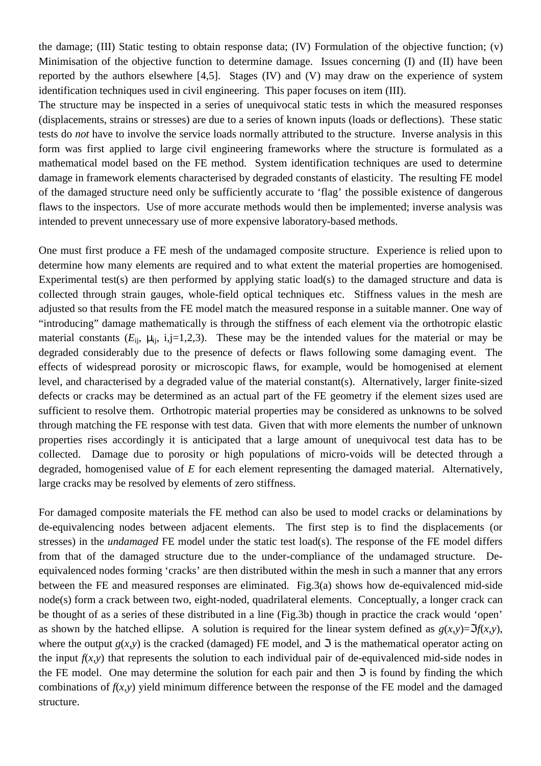the damage; (III) Static testing to obtain response data; (IV) Formulation of the objective function; (v) Minimisation of the objective function to determine damage. Issues concerning (I) and (II) have been reported by the authors elsewhere [4,5]. Stages (IV) and (V) may draw on the experience of system identification techniques used in civil engineering. This paper focuses on item (III).
The structure may be inspected in a series of unequivocal static tests in which the measured responses (displacements, strains or stresses) are due to a series of known inputs (loads or deflections). These static tests do *not* have to involve the service loads normally attributed to the structure. Inverse analysis in this form was first applied to large civil engineering frameworks where the structure is formulated as a mathematical model based on the FE method. System identification techniques are used to determine damage in framework elements characterised by degraded constants of elasticity. The resulting FE model of the damaged structure need only be sufficiently accurate to 'flag' the possible existence of dangerous flaws to the inspectors. Use of more accurate methods would then be implemented; inverse analysis was intended to prevent unnecessary use of more expensive laboratory-based methods.

One must first produce a FE mesh of the undamaged composite structure. Experience is relied upon to determine how many elements are required and to what extent the material properties are homogenised. Experimental test(s) are then performed by applying static load(s) to the damaged structure and data is collected through strain gauges, whole-field optical techniques etc. Stiffness values in the mesh are adjusted so that results from the FE model match the measured response in a suitable manner. One way of "introducing" damage mathematically is through the stiffness of each element via the orthotropic elastic material constants ($E_{ij}$, $\mu_{ij}$, i,j=1,2,3). These may be the intended values for the material or may be degraded considerably due to the presence of defects or flaws following some damaging event. The effects of widespread porosity or microscopic flaws, for example, would be homogenised at element level, and characterised by a degraded value of the material constant(s). Alternatively, larger finite-sized defects or cracks may be determined as an actual part of the FE geometry if the element sizes used are sufficient to resolve them. Orthotropic material properties may be considered as unknowns to be solved through matching the FE response with test data. Given that with more elements the number of unknown properties rises accordingly it is anticipated that a large amount of unequivocal test data has to be collected. Damage due to porosity or high populations of micro-voids will be detected through a degraded, homogenised value of $E$ for each element representing the damaged material. Alternatively, large cracks may be resolved by elements of zero stiffness.

For damaged composite materials the FE method can also be used to model cracks or delaminations by de-equivalencing nodes between adjacent elements. The first step is to find the displacements (or stresses) in the *undamaged* FE model under the static test load(s). The response of the FE model differs from that of the damaged structure due to the under-compliance of the undamaged structure. De-equivalenced nodes forming 'cracks' are then distributed within the mesh in such a manner that any errors between the FE and measured responses are eliminated. Fig.3(a) shows how de-equivalenced mid-side node(s) form a crack between two, eight-noded, quadrilateral elements. Conceptually, a longer crack can be thought of as a series of these distributed in a line (Fig.3b) though in practice the crack would 'open' as shown by the hatched ellipse. A solution is required for the linear system defined as $g(x,y)=\Im f(x,y)$, where the output $g(x,y)$ is the cracked (damaged) FE model, and $\Im$ is the mathematical operator acting on the input $f(x,y)$ that represents the solution to each individual pair of de-equivalenced mid-side nodes in the FE model. One may determine the solution for each pair and then $\Im$ is found by finding the which combinations of $f(x,y)$ yield minimum difference between the response of the FE model and the damaged structure.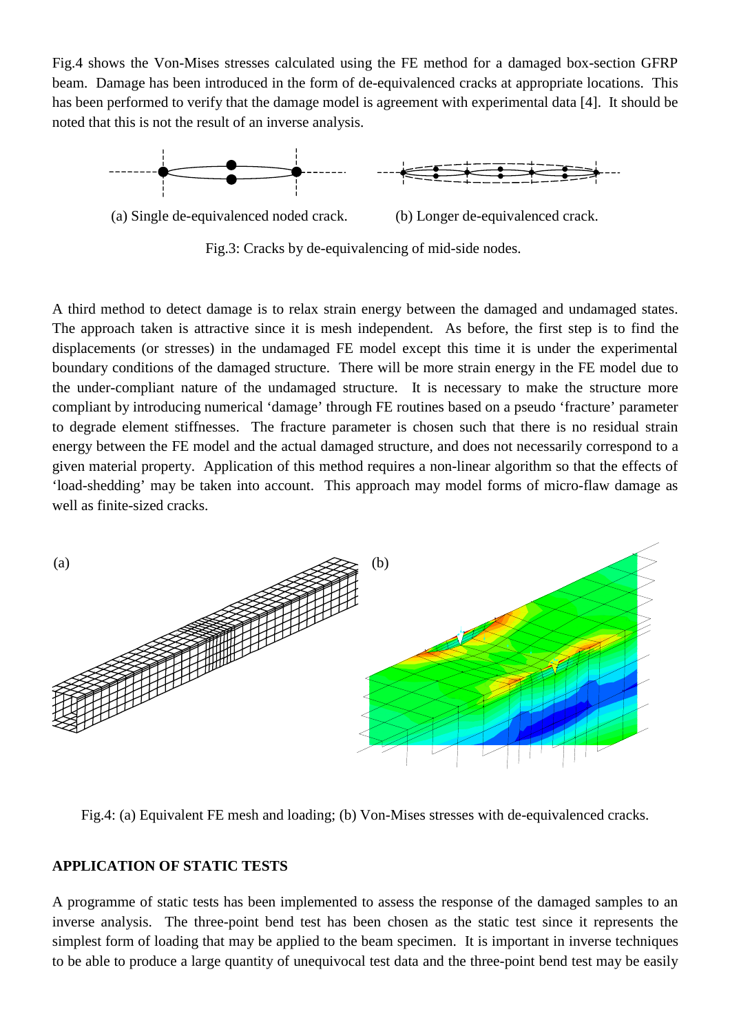Fig.4 shows the Von-Mises stresses calculated using the FE method for a damaged box-section GFRP beam. Damage has been introduced in the form of de-equivalenced cracks at appropriate locations. This has been performed to verify that the damage model is agreement with experimental data [4]. It should be noted that this is not the result of an inverse analysis.

(a) Single de-equivalenced noded crack.  (b) Longer de-equivalenced crack.

Fig.3: Cracks by de-equivalencing of mid-side nodes.

A third method to detect damage is to relax strain energy between the damaged and undamaged states. The approach taken is attractive since it is mesh independent. As before, the first step is to find the displacements (or stresses) in the undamaged FE model except this time it is under the experimental boundary conditions of the damaged structure. There will be more strain energy in the FE model due to the under-compliant nature of the undamaged structure. It is necessary to make the structure more compliant by introducing numerical 'damage' through FE routines based on a pseudo 'fracture' parameter to degrade element stiffnesses. The fracture parameter is chosen such that there is no residual strain energy between the FE model and the actual damaged structure, and does not necessarily correspond to a given material property. Application of this method requires a non-linear algorithm so that the effects of 'load-shedding' may be taken into account. This approach may model forms of micro-flaw damage as well as finite-sized cracks.

Fig.4: (a) Equivalent FE mesh and loading; (b) Von-Mises stresses with de-equivalenced cracks.

## APPLICATION OF STATIC TESTS

A programme of static tests has been implemented to assess the response of the damaged samples to an inverse analysis. The three-point bend test has been chosen as the static test since it represents the simplest form of loading that may be applied to the beam specimen. It is important in inverse techniques to be able to produce a large quantity of unequivocal test data and the three-point bend test may be easily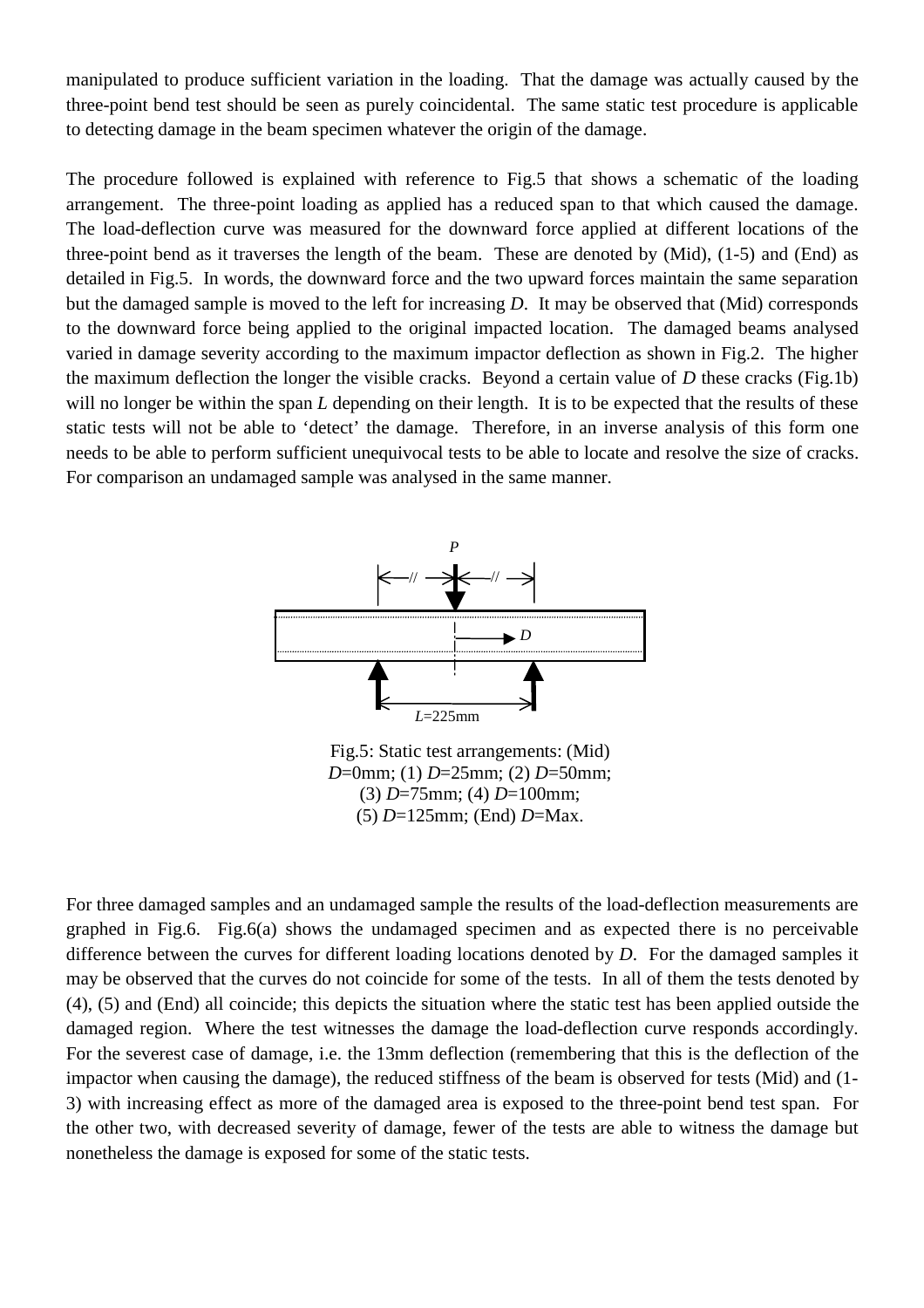manipulated to produce sufficient variation in the loading. That the damage was actually caused by the three-point bend test should be seen as purely coincidental. The same static test procedure is applicable to detecting damage in the beam specimen whatever the origin of the damage.

The procedure followed is explained with reference to Fig.5 that shows a schematic of the loading arrangement. The three-point loading as applied has a reduced span to that which caused the damage. The load-deflection curve was measured for the downward force applied at different locations of the three-point bend as it traverses the length of the beam. These are denoted by (Mid), (1-5) and (End) as detailed in Fig.5. In words, the downward force and the two upward forces maintain the same separation but the damaged sample is moved to the left for increasing $D$. It may be observed that (Mid) corresponds to the downward force being applied to the original impacted location. The damaged beams analysed varied in damage severity according to the maximum impactor deflection as shown in Fig.2. The higher the maximum deflection the longer the visible cracks. Beyond a certain value of $D$ these cracks (Fig.1b) will no longer be within the span $L$ depending on their length. It is to be expected that the results of these static tests will not be able to 'detect' the damage. Therefore, in an inverse analysis of this form one needs to be able to perform sufficient unequivocal tests to be able to locate and resolve the size of cracks. For comparison an undamaged sample was analysed in the same manner.

$P$

$D$

$L$=225mm

Fig.5: Static test arrangements: (Mid) $D$=0mm; (1) $D$=25mm; (2) $D$=50mm; (3) $D$=75mm; (4) $D$=100mm; (5) $D$=125mm; (End) $D$=Max.

For three damaged samples and an undamaged sample the results of the load-deflection measurements are graphed in Fig.6. Fig.6(a) shows the undamaged specimen and as expected there is no perceivable difference between the curves for different loading locations denoted by $D$. For the damaged samples it may be observed that the curves do not coincide for some of the tests. In all of them the tests denoted by (4), (5) and (End) all coincide; this depicts the situation where the static test has been applied outside the damaged region. Where the test witnesses the damage the load-deflection curve responds accordingly. For the severest case of damage, i.e. the 13mm deflection (remembering that this is the deflection of the impactor when causing the damage), the reduced stiffness of the beam is observed for tests (Mid) and (1-3) with increasing effect as more of the damaged area is exposed to the three-point bend test span. For the other two, with decreased severity of damage, fewer of the tests are able to witness the damage but nonetheless the damage is exposed for some of the static tests.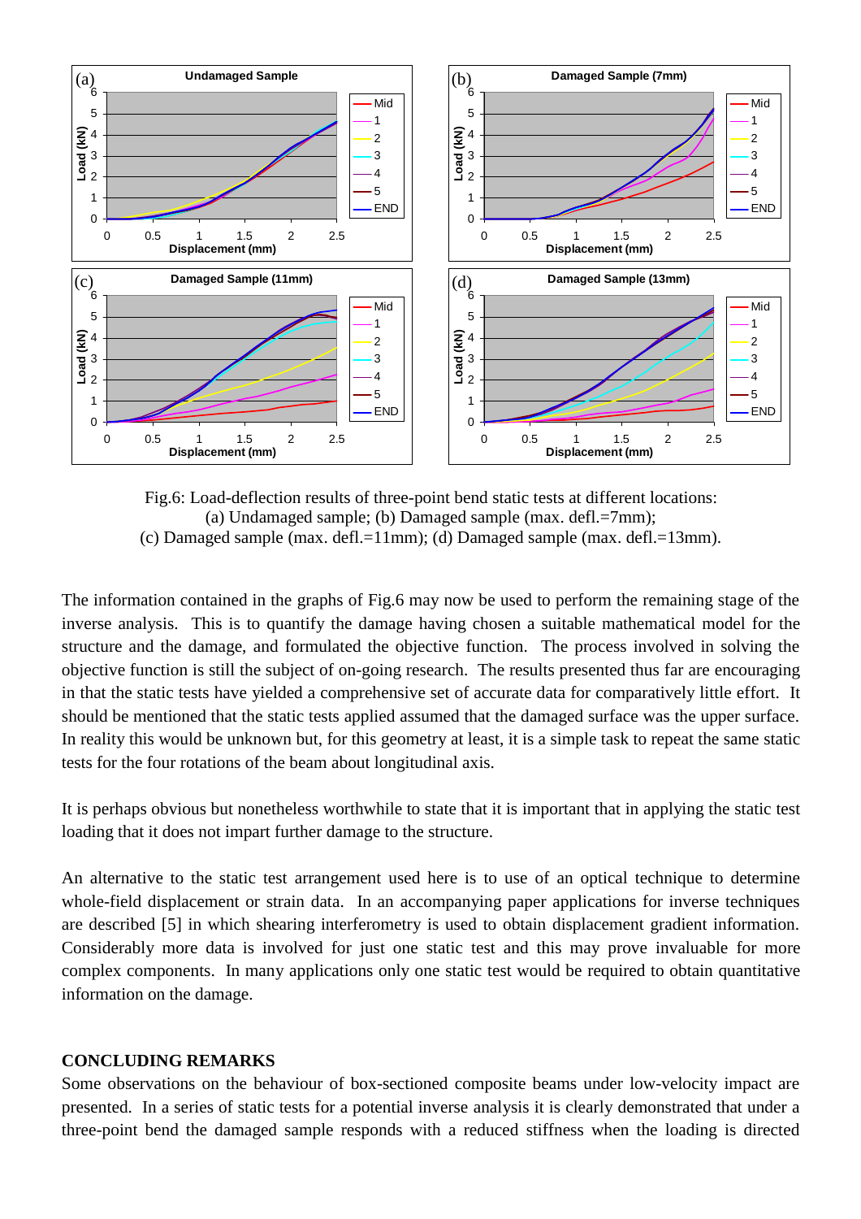Fig.6: Load-deflection results of three-point bend static tests at different locations: (a) Undamaged sample; (b) Damaged sample (max. defl.=7mm); (c) Damaged sample (max. defl.=11mm); (d) Damaged sample (max. defl.=13mm).

The information contained in the graphs of Fig.6 may now be used to perform the remaining stage of the inverse analysis. This is to quantify the damage having chosen a suitable mathematical model for the structure and the damage, and formulated the objective function. The process involved in solving the objective function is still the subject of on-going research. The results presented thus far are encouraging in that the static tests have yielded a comprehensive set of accurate data for comparatively little effort. It should be mentioned that the static tests applied assumed that the damaged surface was the upper surface. In reality this would be unknown but, for this geometry at least, it is a simple task to repeat the same static tests for the four rotations of the beam about longitudinal axis.

It is perhaps obvious but nonetheless worthwhile to state that it is important that in applying the static test loading that it does not impart further damage to the structure.

An alternative to the static test arrangement used here is to use of an optical technique to determine whole-field displacement or strain data. In an accompanying paper applications for inverse techniques are described [5] in which shearing interferometry is used to obtain displacement gradient information. Considerably more data is involved for just one static test and this may prove invaluable for more complex components. In many applications only one static test would be required to obtain quantitative information on the damage.

## CONCLUDING REMARKS

Some observations on the behaviour of box-sectioned composite beams under low-velocity impact are presented. In a series of static tests for a potential inverse analysis it is clearly demonstrated that under a three-point bend the damaged sample responds with a reduced stiffness when the loading is directed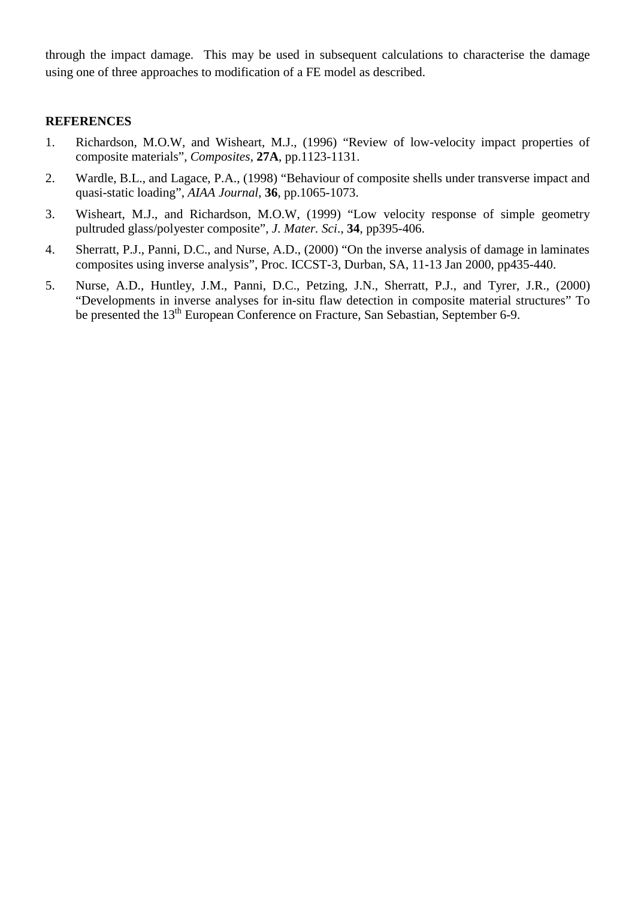through the impact damage. This may be used in subsequent calculations to characterise the damage using one of three approaches to modification of a FE model as described.

## REFERENCES

1. Richardson, M.O.W, and Wisheart, M.J., (1996) "Review of low-velocity impact properties of composite materials", *Composites*, **27A**, pp.1123-1131.
2. Wardle, B.L., and Lagace, P.A., (1998) "Behaviour of composite shells under transverse impact and quasi-static loading", *AIAA Journal*, **36**, pp.1065-1073.
3. Wisheart, M.J., and Richardson, M.O.W, (1999) "Low velocity response of simple geometry pultruded glass/polyester composite", *J. Mater. Sci*., **34**, pp395-406.
4. Sherratt, P.J., Panni, D.C., and Nurse, A.D., (2000) "On the inverse analysis of damage in laminates composites using inverse analysis", Proc. ICCST-3, Durban, SA, 11-13 Jan 2000, pp435-440.
5. Nurse, A.D., Huntley, J.M., Panni, D.C., Petzing, J.N., Sherratt, P.J., and Tyrer, J.R., (2000) "Developments in inverse analyses for in-situ flaw detection in composite material structures" To be presented the 13th European Conference on Fracture, San Sebastian, September 6-9.